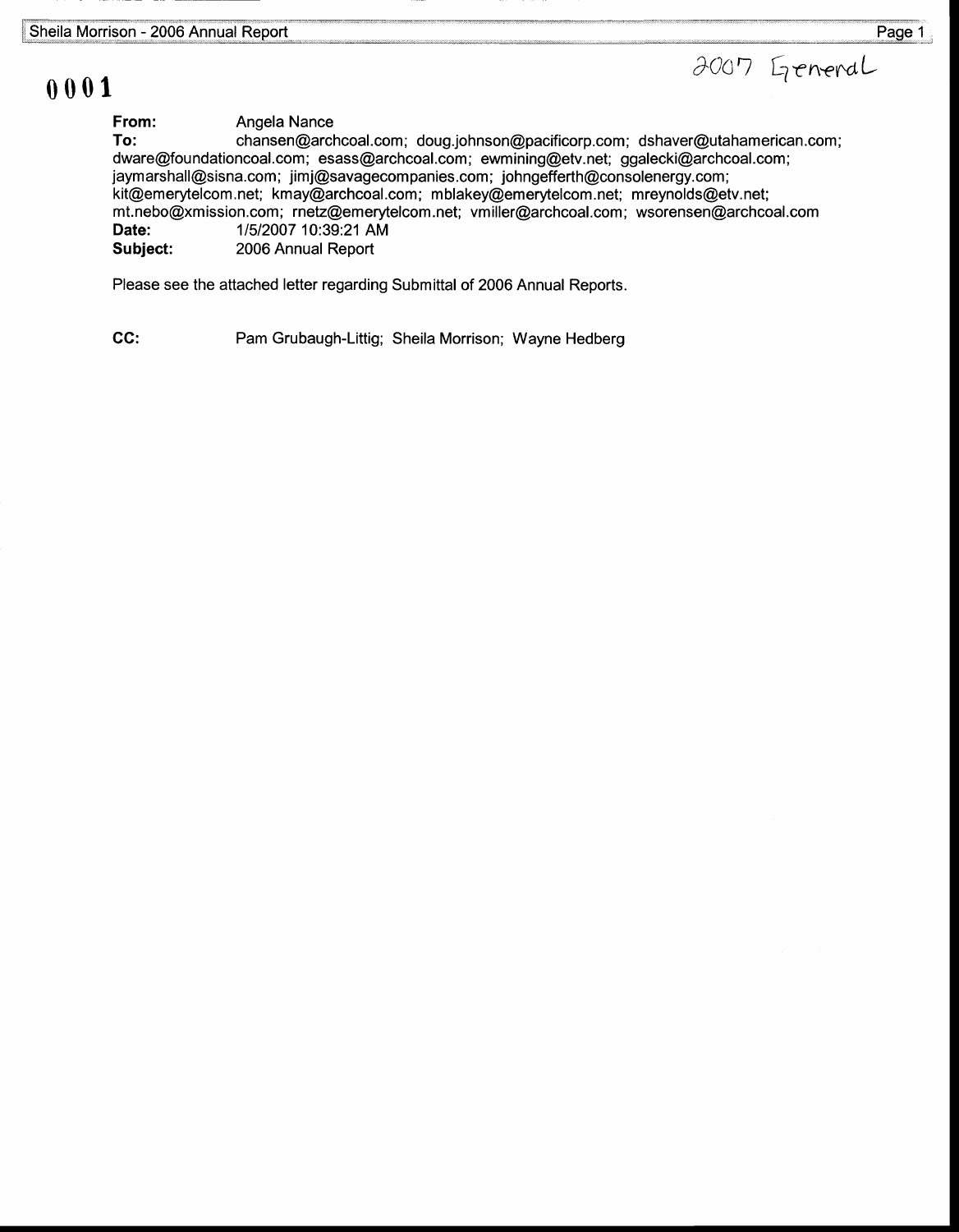2007 General

0001

**From:** Angela Nance
**To:** chansen@archcoal.com; doug.johnson@pacificorp.com; dshaver@utahamerican.com; dware@foundationcoal.com; esass@archcoal.com; ewmining@etv.net; ggalecki@archcoal.com; jaymarshall@sisna.com; jimj@savagecompanies.com; johngefferth@consolenergy.com; kit@emerytelcom.net; kmay@archcoal.com; mblakey@emerytelcom.net; mreynolds@etv.net; mt.nebo@xmission.com; rnetz@emerytelcom.net; vmiller@archcoal.com; wsorensen@archcoal.com
**Date:** 1/5/2007 10:39:21 AM
**Subject:** 2006 Annual Report

Please see the attached letter regarding Submittal of 2006 Annual Reports.

**CC:** Pam Grubaugh-Littig; Sheila Morrison; Wayne Hedberg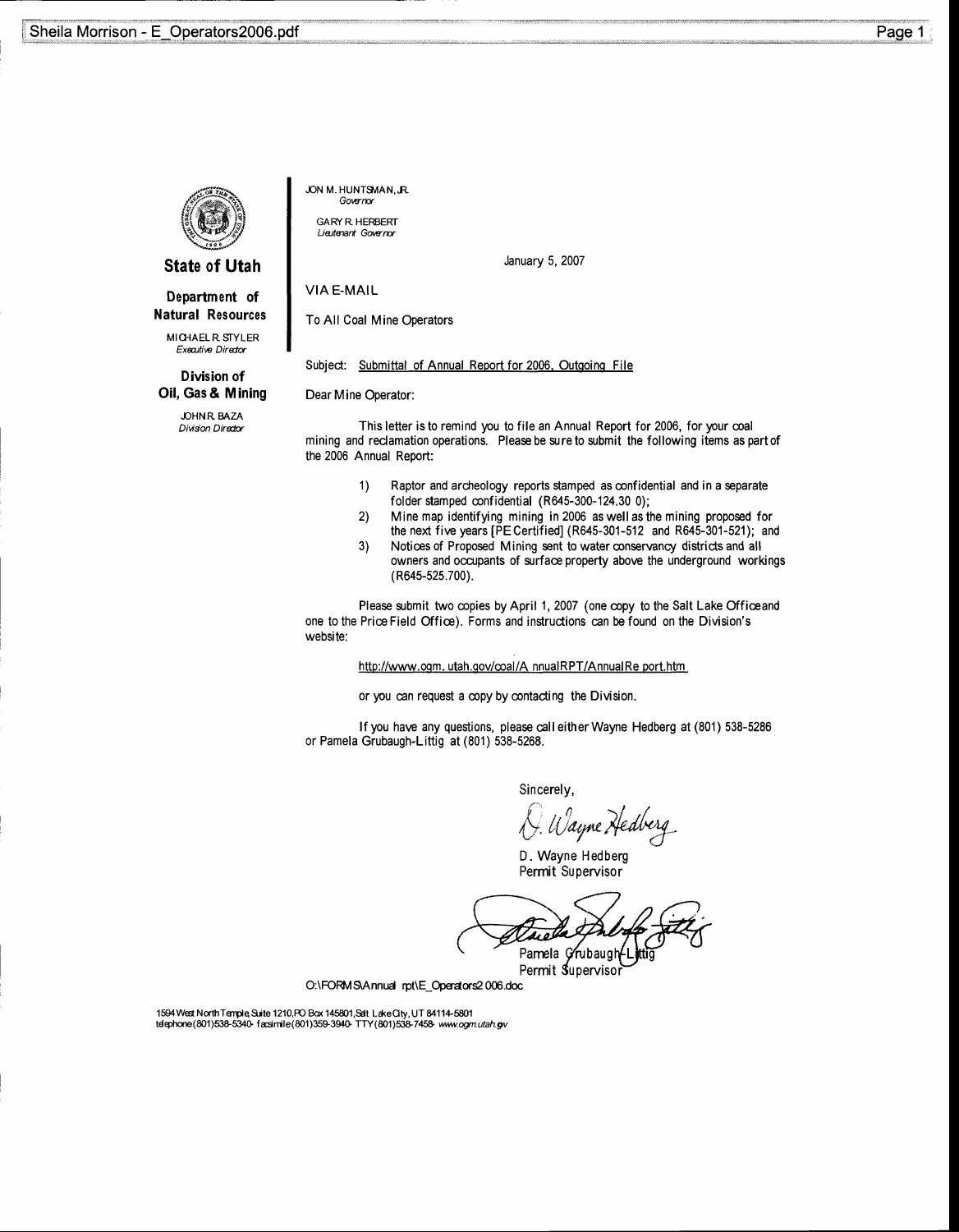**State of Utah**

**Department of Natural Resources**

MICHAEL R. STYLER
*Executive Director*

**Division of Oil, Gas & Mining**

JOHN R. BAZA
*Division Director*

JON M. HUNTSMAN, JR.
*Governor*

GARY R. HERBERT
*Lieutenant Governor*

January 5, 2007

VIA E-MAIL

To All Coal Mine Operators

Subject: Submittal of Annual Report for 2006, Outgoing File

Dear Mine Operator:

This letter is to remind you to file an Annual Report for 2006, for your coal mining and reclamation operations. Please be sure to submit the following items as part of the 2006 Annual Report:

1) Raptor and archeology reports stamped as confidential and in a separate folder stamped confidential (R645-300-124.30 0);
2) Mine map identifying mining in 2006 as well as the mining proposed for the next five years [PE Certified] (R645-301-512 and R645-301-521); and
3) Notices of Proposed Mining sent to water conservancy districts and all owners and occupants of surface property above the underground workings (R645-525.700).

Please submit two copies by April 1, 2007 (one copy to the Salt Lake Office and one to the Price Field Office). Forms and instructions can be found on the Division's website:

http://www.ogm.utah.gov/coal/AnnualRPT/AnnualReport.htm

or you can request a copy by contacting the Division.

If you have any questions, please call either Wayne Hedberg at (801) 538-5286 or Pamela Grubaugh-Littig at (801) 538-5268.

Sincerely,

D. Wayne Hedberg
Permit Supervisor

Pamela Grubaugh-Littig
Permit Supervisor

O:\FORMS\Annual rpt\E_Operators2006.doc

1594 West North Temple, Suite 1210, PO Box 145801, Salt Lake City, UT 84114-5801
telephone (801) 538-5340 · facsimile (801) 359-3940 · TTY (801) 538-7458 · *www.ogm.utah.gov*